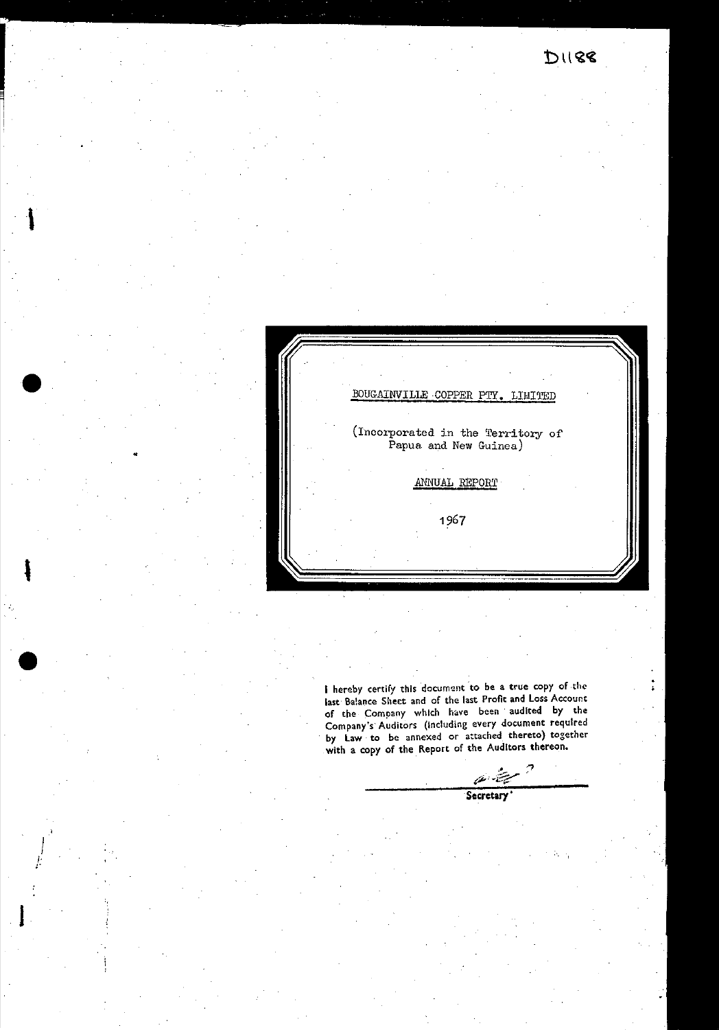D1188

# BOUGAINVILLE COPPER PTY. LIMITED

(Incorporated in the Territory of Papua and New Guinea)

## ANNUAL REPORT

1967

I hereby certify this document to be a true copy of the last Balance Sheet and of the last Profit and Loss Account of the Company which have been audited by the Company's Auditors (including every document required by Law to be annexed or attached thereto) together with a copy of the Report of the Auditors thereon.

Secretary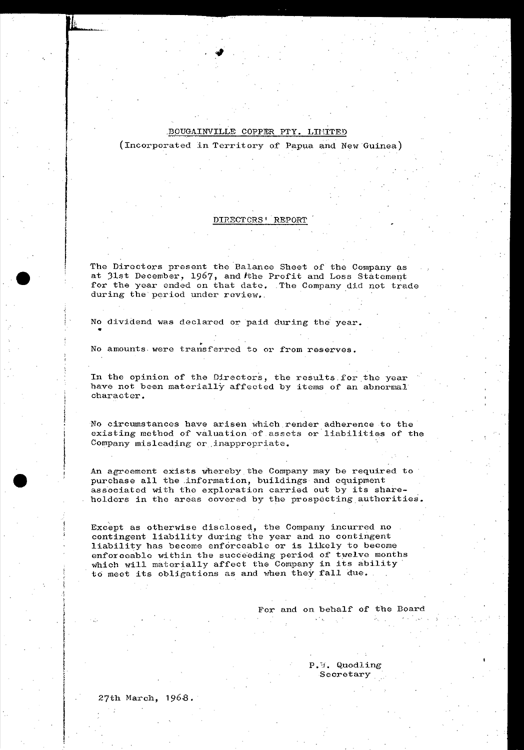# BOUGAINVILLE COPPER PTY. LIMITED

(Incorporated in Territory of Papua and New Guinea)

## DIRECTORS' REPORT

The Directors present the Balance Sheet of the Company as at 31st December, 1967, and the Profit and Loss Statement for the year ended on that date. The Company did not trade during the period under review.

No dividend was declared or paid during the year.

No amounts were transferred to or from reserves.

In the opinion of the Directors, the results for the year have not been materially affected by items of an abnormal character.

No circumstances have arisen which render adherence to the existing method of valuation of assets or liabilities of the Company misleading or inappropriate.

An agreement exists whereby the Company may be required to purchase all the information, buildings and equipment associated with the exploration carried out by its shareholders in the areas covered by the prospecting authorities.

Except as otherwise disclosed, the Company incurred no contingent liability during the year and no contingent liability has become enforceable or is likely to become enforceable within the succeeding period of twelve months which will materially affect the Company in its ability to meet its obligations as and when they fall due.

For and on behalf of the Board

P.W. Quodling
Secretary

27th March, 1968.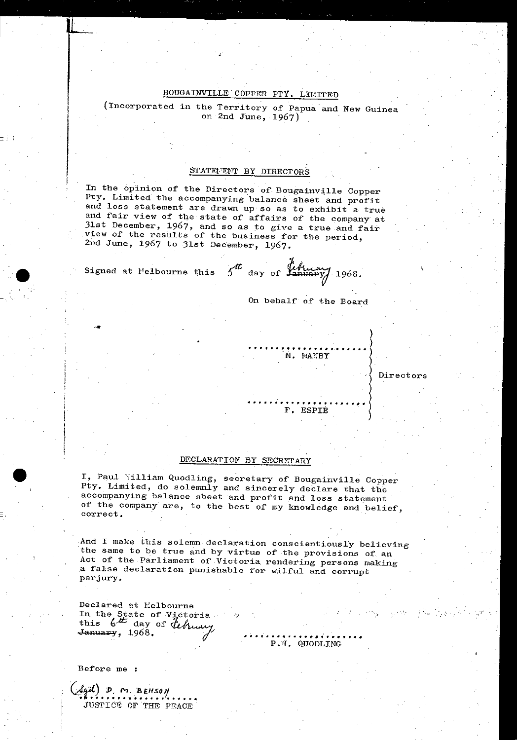BOUGAINVILLE COPPER PTY. LIMITED

(Incorporated in the Territory of Papua and New Guinea on 2nd June, 1967)

STATEMENT BY DIRECTORS

In the opinion of the Directors of Bougainville Copper Pty. Limited the accompanying balance sheet and profit and loss statement are drawn up so as to exhibit a true and fair view of the state of affairs of the company at 31st December, 1967, and so as to give a true and fair view of the results of the business for the period, 2nd June, 1967 to 31st December, 1967.

Signed at Melbourne this 5th day of ~~January~~ February 1968.

On behalf of the Board

| | |
|---|---|
| ..................... M. MAWBY | Directors |
| ..................... F. ESPIE | |

DECLARATION BY SECRETARY

I, Paul William Quodling, secretary of Bougainville Copper Pty. Limited, do solemnly and sincerely declare that the accompanying balance sheet and profit and loss statement of the company are, to the best of my knowledge and belief, correct.

And I make this solemn declaration conscientiously believing the same to be true and by virtue of the provisions of an Act of the Parliament of Victoria rendering persons making a false declaration punishable for wilful and corrupt perjury.

Declared at Melbourne
In the State of Victoria
this 6th day of February ~~January~~, 1968.

.....................
P.W. QUODLING

Before me :

(Sgd) D. M. BENSON
.....................
JUSTICE OF THE PEACE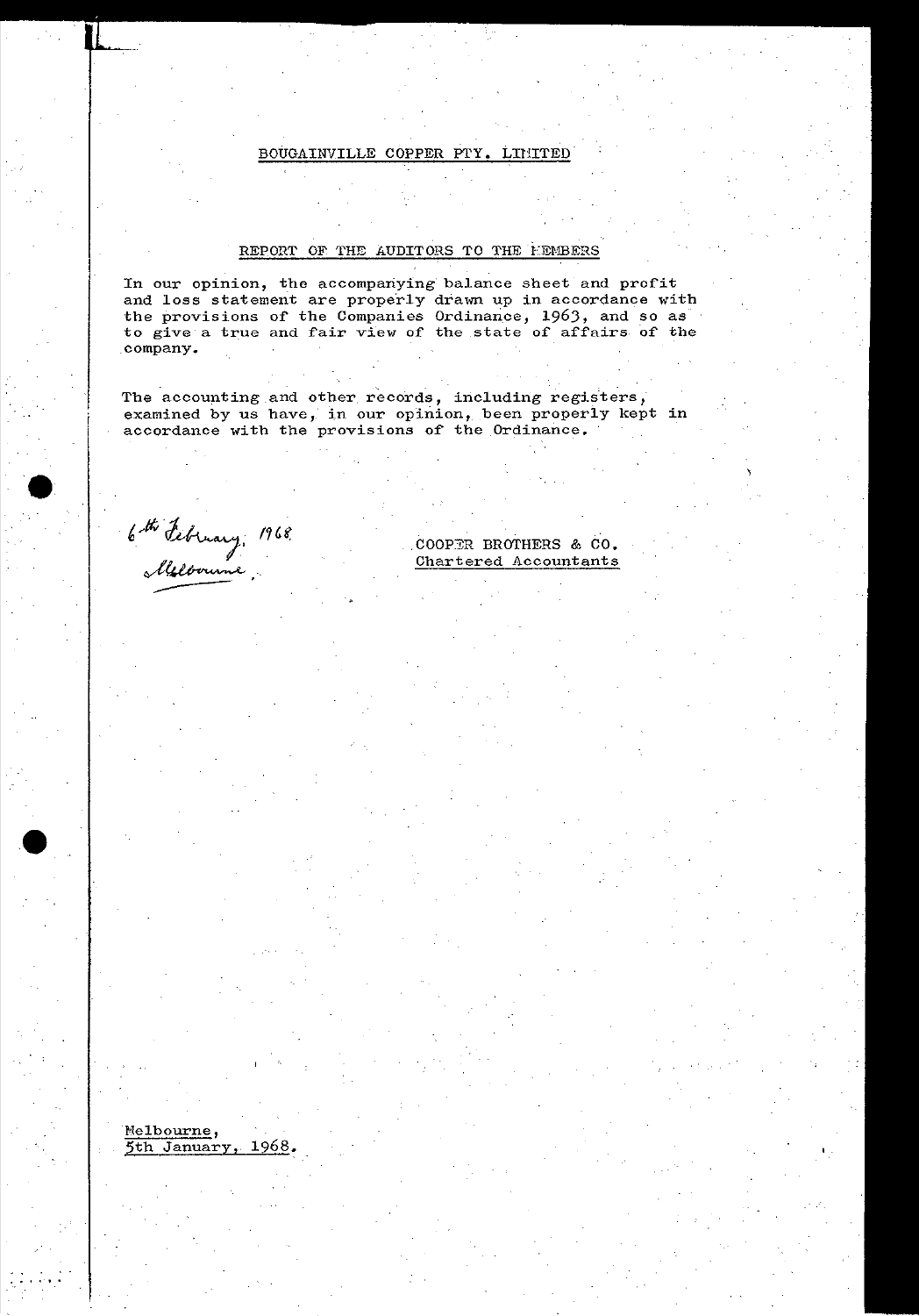BOUGAINVILLE COPPER PTY. LIMITED

REPORT OF THE AUDITORS TO THE MEMBERS

In our opinion, the accompanying balance sheet and profit and loss statement are properly drawn up in accordance with the provisions of the Companies Ordinance, 1963, and so as to give a true and fair view of the state of affairs of the company.

The accounting and other records, including registers, examined by us have, in our opinion, been properly kept in accordance with the provisions of the Ordinance.

6th February, 1968
Melbourne.

COOPER BROTHERS & CO.
Chartered Accountants

Melbourne,
5th January, 1968.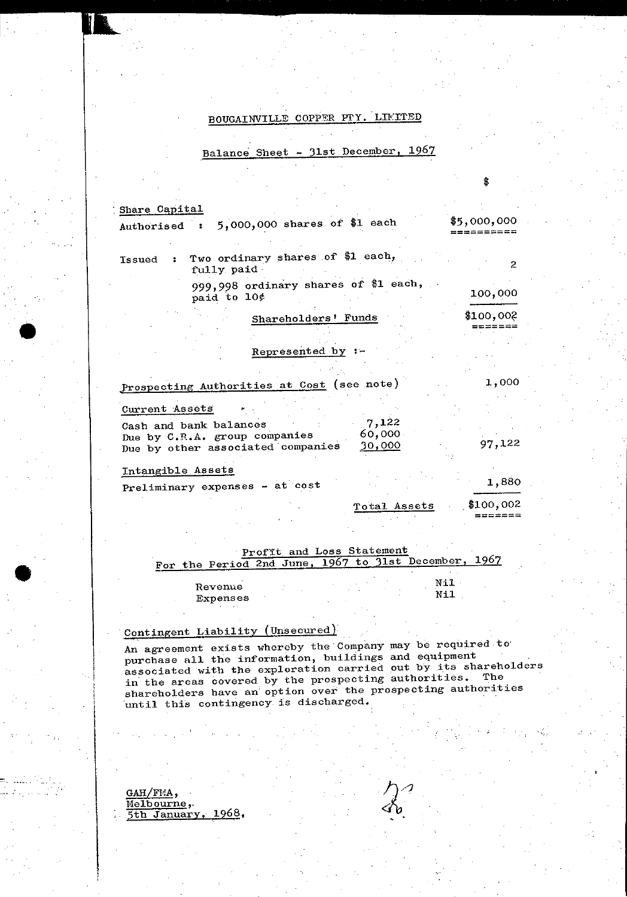# BOUGAINVILLE COPPER PTY. LIMITED

## Balance Sheet - 31st December, 1967

| | | | $ |
|---|---|---|---|
| **Share Capital** | | | |
| Authorised : | 5,000,000 shares of $1 each | | $5,000,000 |
| Issued : | Two ordinary shares of $1 each, fully paid | | 2 |
| | 999,998 ordinary shares of $1 each, paid to 10¢ | | 100,000 |
| | Shareholders' Funds | | $100,002 |
| | Represented by :- | | |
| Prospecting Authorities at Cost (see note) | | | 1,000 |
| **Current Assets** | | | |
| Cash and bank balances | | 7,122 | |
| Due by C.R.A. group companies | | 60,000 | |
| Due by other associated companies | | 30,000 | 97,122 |
| **Intangible Assets** | | | |
| Preliminary expenses - at cost | | | 1,880 |
| | | Total Assets | $100,002 |

## Profit and Loss Statement
## For the Period 2nd June, 1967 to 31st December, 1967

| | |
|---|---|
| Revenue | Nil |
| Expenses | Nil |

**Contingent Liability (Unsecured)**

An agreement exists whereby the Company may be required to purchase all the information, buildings and equipment associated with the exploration carried out by its shareholders in the areas covered by the prospecting authorities. The shareholders have an option over the prospecting authorities until this contingency is discharged.

GAH/FMA,
Melbourne,
5th January, 1968.